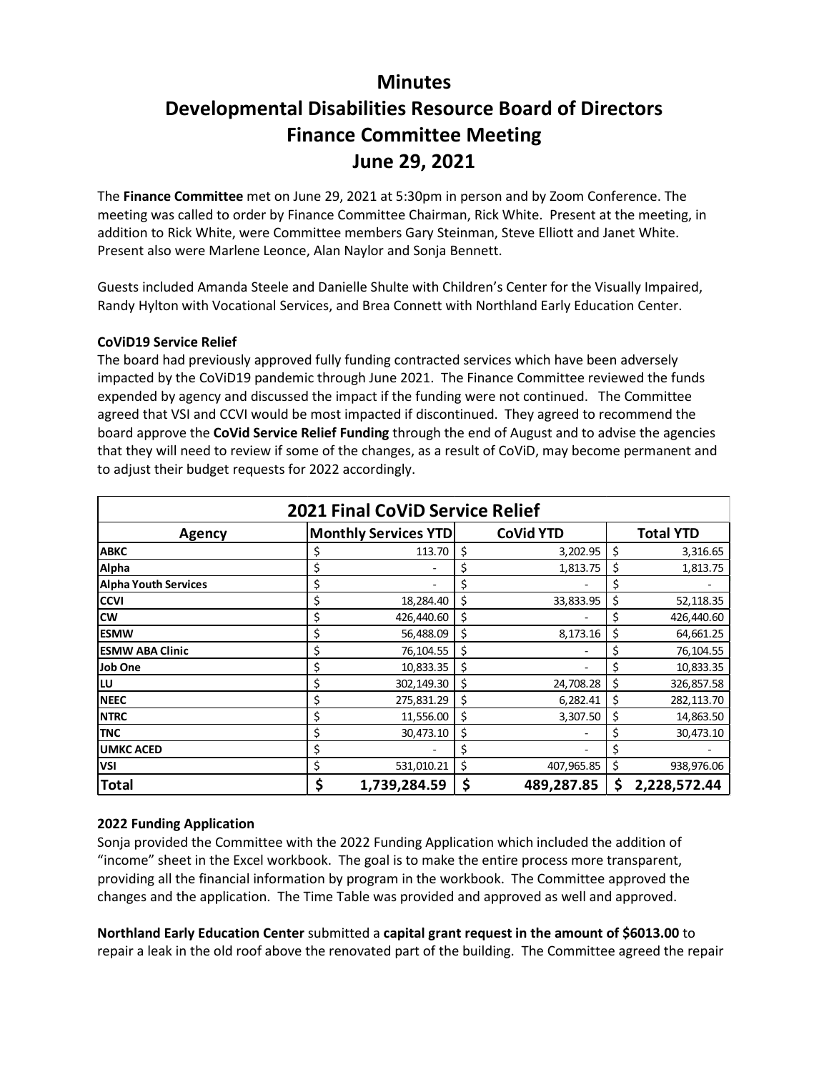# Minutes

# Developmental Disabilities Resource Board of Directors

# Finance Committee Meeting

# June 29, 2021

The **Finance Committee** met on June 29, 2021 at 5:30pm in person and by Zoom Conference. The meeting was called to order by Finance Committee Chairman, Rick White. Present at the meeting, in addition to Rick White, were Committee members Gary Steinman, Steve Elliott and Janet White. Present also were Marlene Leonce, Alan Naylor and Sonja Bennett.

Guests included Amanda Steele and Danielle Shulte with Children's Center for the Visually Impaired, Randy Hylton with Vocational Services, and Brea Connett with Northland Early Education Center.

**CoViD19 Service Relief**

The board had previously approved fully funding contracted services which have been adversely impacted by the CoViD19 pandemic through June 2021. The Finance Committee reviewed the funds expended by agency and discussed the impact if the funding were not continued. The Committee agreed that VSI and CCVI would be most impacted if discontinued. They agreed to recommend the board approve the **CoVid Service Relief Funding** through the end of August and to advise the agencies that they will need to review if some of the changes, as a result of CoViD, may become permanent and to adjust their budget requests for 2022 accordingly.

| 2021 Final CoViD Service Relief | | | |
|---|---|---|---|
| Agency | Monthly Services YTD | CoVid YTD | Total YTD |
| **ABKC** | $ 113.70 | $ 3,202.95 | $ 3,316.65 |
| **Alpha** | $ - | $ 1,813.75 | $ 1,813.75 |
| **Alpha Youth Services** | $ - | $ - | $ - |
| **CCVI** | $ 18,284.40 | $ 33,833.95 | $ 52,118.35 |
| **CW** | $ 426,440.60 | $ - | $ 426,440.60 |
| **ESMW** | $ 56,488.09 | $ 8,173.16 | $ 64,661.25 |
| **ESMW ABA Clinic** | $ 76,104.55 | $ - | $ 76,104.55 |
| **Job One** | $ 10,833.35 | $ - | $ 10,833.35 |
| **LU** | $ 302,149.30 | $ 24,708.28 | $ 326,857.58 |
| **NEEC** | $ 275,831.29 | $ 6,282.41 | $ 282,113.70 |
| **NTRC** | $ 11,556.00 | $ 3,307.50 | $ 14,863.50 |
| **TNC** | $ 30,473.10 | $ - | $ 30,473.10 |
| **UMKC ACED** | $ - | $ - | $ - |
| **VSI** | $ 531,010.21 | $ 407,965.85 | $ 938,976.06 |
| **Total** | **$ 1,739,284.59** | **$ 489,287.85** | **$ 2,228,572.44** |

**2022 Funding Application**

Sonja provided the Committee with the 2022 Funding Application which included the addition of "income" sheet in the Excel workbook. The goal is to make the entire process more transparent, providing all the financial information by program in the workbook. The Committee approved the changes and the application. The Time Table was provided and approved as well and approved.

**Northland Early Education Center** submitted a **capital grant request in the amount of $6013.00** to repair a leak in the old roof above the renovated part of the building. The Committee agreed the repair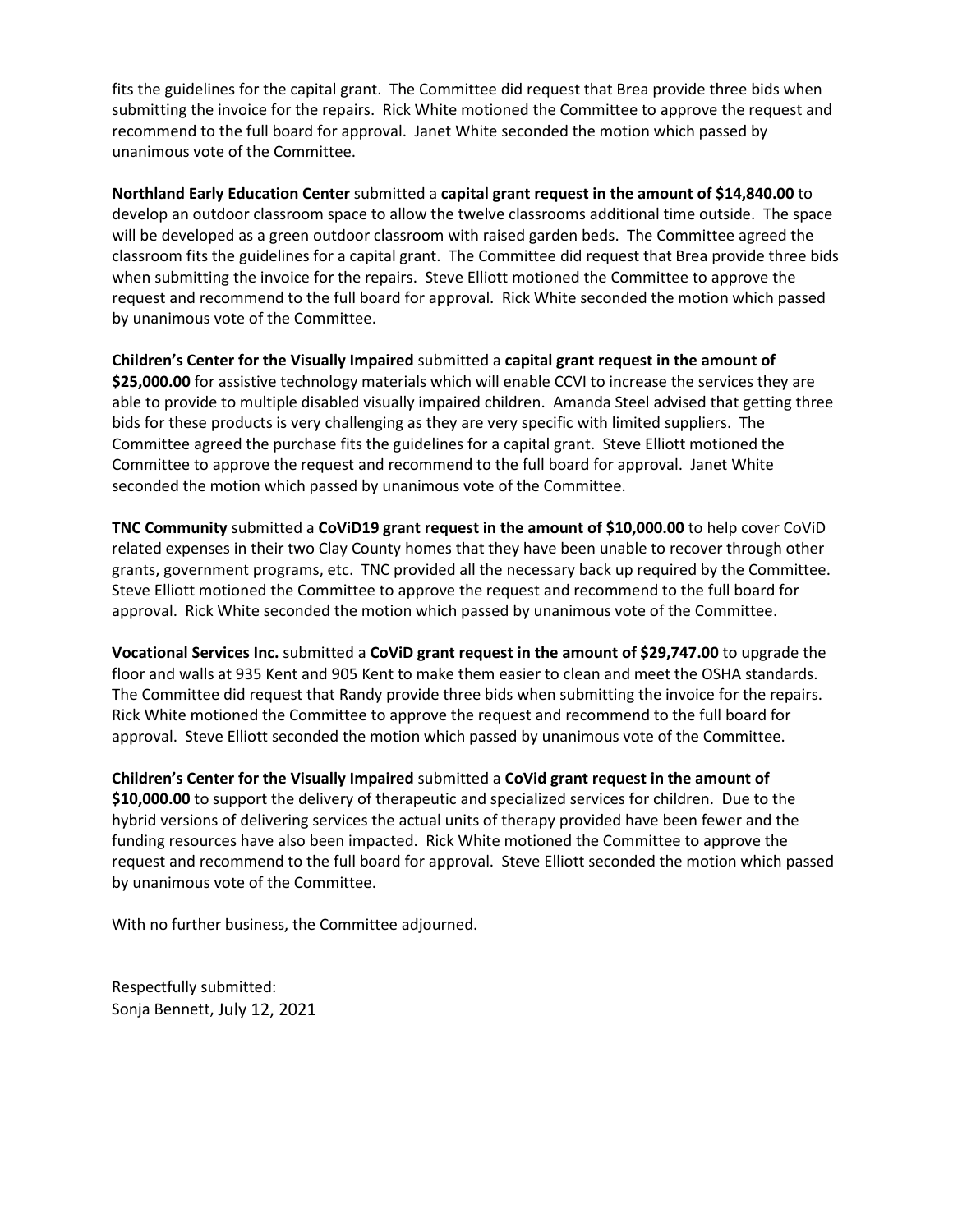fits the guidelines for the capital grant. The Committee did request that Brea provide three bids when submitting the invoice for the repairs. Rick White motioned the Committee to approve the request and recommend to the full board for approval. Janet White seconded the motion which passed by unanimous vote of the Committee.

**Northland Early Education Center** submitted a **capital grant request in the amount of $14,840.00** to develop an outdoor classroom space to allow the twelve classrooms additional time outside. The space will be developed as a green outdoor classroom with raised garden beds. The Committee agreed the classroom fits the guidelines for a capital grant. The Committee did request that Brea provide three bids when submitting the invoice for the repairs. Steve Elliott motioned the Committee to approve the request and recommend to the full board for approval. Rick White seconded the motion which passed by unanimous vote of the Committee.

**Children's Center for the Visually Impaired** submitted a **capital grant request in the amount of $25,000.00** for assistive technology materials which will enable CCVI to increase the services they are able to provide to multiple disabled visually impaired children. Amanda Steel advised that getting three bids for these products is very challenging as they are very specific with limited suppliers. The Committee agreed the purchase fits the guidelines for a capital grant. Steve Elliott motioned the Committee to approve the request and recommend to the full board for approval. Janet White seconded the motion which passed by unanimous vote of the Committee.

**TNC Community** submitted a **CoViD19 grant request in the amount of $10,000.00** to help cover CoViD related expenses in their two Clay County homes that they have been unable to recover through other grants, government programs, etc. TNC provided all the necessary back up required by the Committee. Steve Elliott motioned the Committee to approve the request and recommend to the full board for approval. Rick White seconded the motion which passed by unanimous vote of the Committee.

**Vocational Services Inc.** submitted a **CoViD grant request in the amount of $29,747.00** to upgrade the floor and walls at 935 Kent and 905 Kent to make them easier to clean and meet the OSHA standards. The Committee did request that Randy provide three bids when submitting the invoice for the repairs. Rick White motioned the Committee to approve the request and recommend to the full board for approval. Steve Elliott seconded the motion which passed by unanimous vote of the Committee.

**Children's Center for the Visually Impaired** submitted a **CoVid grant request in the amount of $10,000.00** to support the delivery of therapeutic and specialized services for children. Due to the hybrid versions of delivering services the actual units of therapy provided have been fewer and the funding resources have also been impacted. Rick White motioned the Committee to approve the request and recommend to the full board for approval. Steve Elliott seconded the motion which passed by unanimous vote of the Committee.

With no further business, the Committee adjourned.

Respectfully submitted:
Sonja Bennett, July 12, 2021